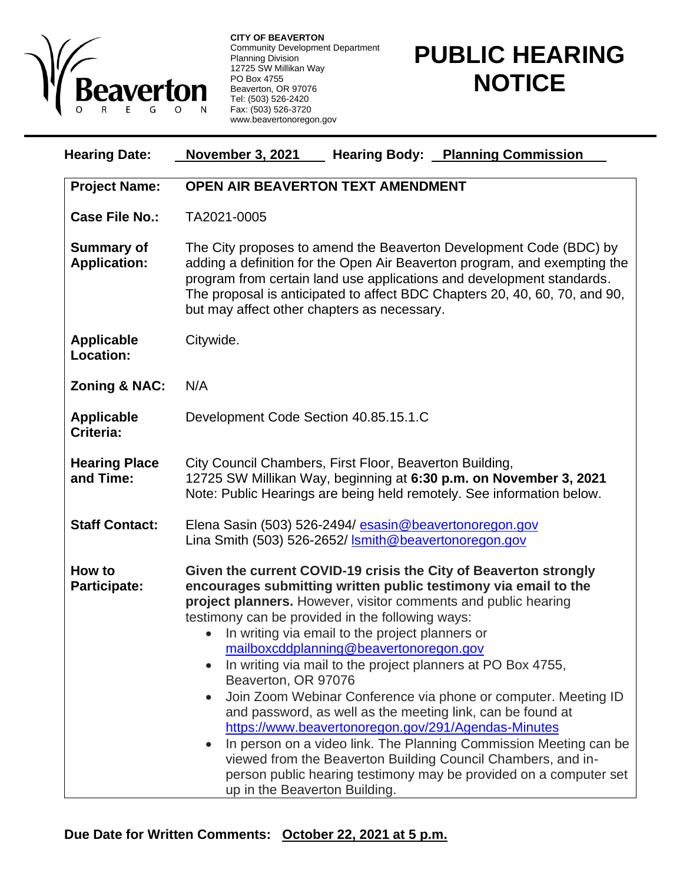**CITY OF BEAVERTON**
Community Development Department
Planning Division
12725 SW Millikan Way
PO Box 4755
Beaverton, OR 97076
Tel: (503) 526-2420
Fax: (503) 526-3720
www.beavertonoregon.gov

# PUBLIC HEARING NOTICE

**Hearing Date:** **November 3, 2021** **Hearing Body:** **Planning Commission**

| | |
|---|---|
| **Project Name:** | **OPEN AIR BEAVERTON TEXT AMENDMENT** |
| **Case File No.:** | TA2021-0005 |
| **Summary of Application:** | The City proposes to amend the Beaverton Development Code (BDC) by adding a definition for the Open Air Beaverton program, and exempting the program from certain land use applications and development standards. The proposal is anticipated to affect BDC Chapters 20, 40, 60, 70, and 90, but may affect other chapters as necessary. |
| **Applicable Location:** | Citywide. |
| **Zoning & NAC:** | N/A |
| **Applicable Criteria:** | Development Code Section 40.85.15.1.C |
| **Hearing Place and Time:** | City Council Chambers, First Floor, Beaverton Building, 12725 SW Millikan Way, beginning at **6:30 p.m. on November 3, 2021** Note: Public Hearings are being held remotely. See information below. |
| **Staff Contact:** | Elena Sasin (503) 526-2494/ esasin@beavertonoregon.gov Lina Smith (503) 526-2652/ lsmith@beavertonoregon.gov |
| **How to Participate:** | **Given the current COVID-19 crisis the City of Beaverton strongly encourages submitting written public testimony via email to the project planners.** However, visitor comments and public hearing testimony can be provided in the following ways: <br>• In writing via email to the project planners or mailboxcddplanning@beavertonoregon.gov <br>• In writing via mail to the project planners at PO Box 4755, Beaverton, OR 97076 <br>• Join Zoom Webinar Conference via phone or computer. Meeting ID and password, as well as the meeting link, can be found at https://www.beavertonoregon.gov/291/Agendas-Minutes <br>• In person on a video link. The Planning Commission Meeting can be viewed from the Beaverton Building Council Chambers, and in-person public hearing testimony may be provided on a computer set up in the Beaverton Building. |

**Due Date for Written Comments:** **October 22, 2021 at 5 p.m.**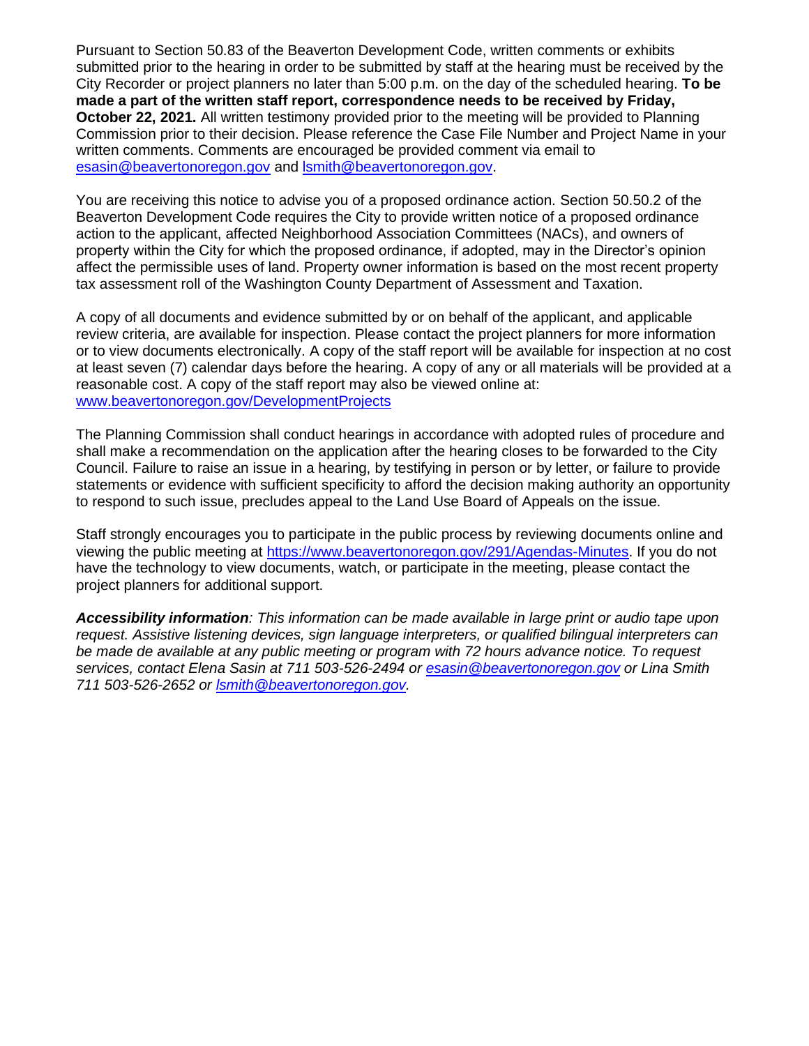Pursuant to Section 50.83 of the Beaverton Development Code, written comments or exhibits submitted prior to the hearing in order to be submitted by staff at the hearing must be received by the City Recorder or project planners no later than 5:00 p.m. on the day of the scheduled hearing. **To be made a part of the written staff report, correspondence needs to be received by Friday, October 22, 2021.** All written testimony provided prior to the meeting will be provided to Planning Commission prior to their decision. Please reference the Case File Number and Project Name in your written comments. Comments are encouraged be provided comment via email to [esasin@beavertonoregon.gov](mailto:esasin@beavertonoregon.gov) and [lsmith@beavertonoregon.gov](mailto:lsmith@beavertonoregon.gov).

You are receiving this notice to advise you of a proposed ordinance action. Section 50.50.2 of the Beaverton Development Code requires the City to provide written notice of a proposed ordinance action to the applicant, affected Neighborhood Association Committees (NACs), and owners of property within the City for which the proposed ordinance, if adopted, may in the Director's opinion affect the permissible uses of land. Property owner information is based on the most recent property tax assessment roll of the Washington County Department of Assessment and Taxation.

A copy of all documents and evidence submitted by or on behalf of the applicant, and applicable review criteria, are available for inspection. Please contact the project planners for more information or to view documents electronically. A copy of the staff report will be available for inspection at no cost at least seven (7) calendar days before the hearing. A copy of any or all materials will be provided at a reasonable cost. A copy of the staff report may also be viewed online at: [www.beavertonoregon.gov/DevelopmentProjects](http://www.beavertonoregon.gov/DevelopmentProjects)

The Planning Commission shall conduct hearings in accordance with adopted rules of procedure and shall make a recommendation on the application after the hearing closes to be forwarded to the City Council. Failure to raise an issue in a hearing, by testifying in person or by letter, or failure to provide statements or evidence with sufficient specificity to afford the decision making authority an opportunity to respond to such issue, precludes appeal to the Land Use Board of Appeals on the issue.

Staff strongly encourages you to participate in the public process by reviewing documents online and viewing the public meeting at [https://www.beavertonoregon.gov/291/Agendas-Minutes](https://www.beavertonoregon.gov/291/Agendas-Minutes). If you do not have the technology to view documents, watch, or participate in the meeting, please contact the project planners for additional support.

***Accessibility information**: This information can be made available in large print or audio tape upon request. Assistive listening devices, sign language interpreters, or qualified bilingual interpreters can be made de available at any public meeting or program with 72 hours advance notice. To request services, contact Elena Sasin at 711 503-526-2494 or [esasin@beavertonoregon.gov](mailto:esasin@beavertonoregon.gov) or Lina Smith 711 503-526-2652 or [lsmith@beavertonoregon.gov](mailto:lsmith@beavertonoregon.gov).*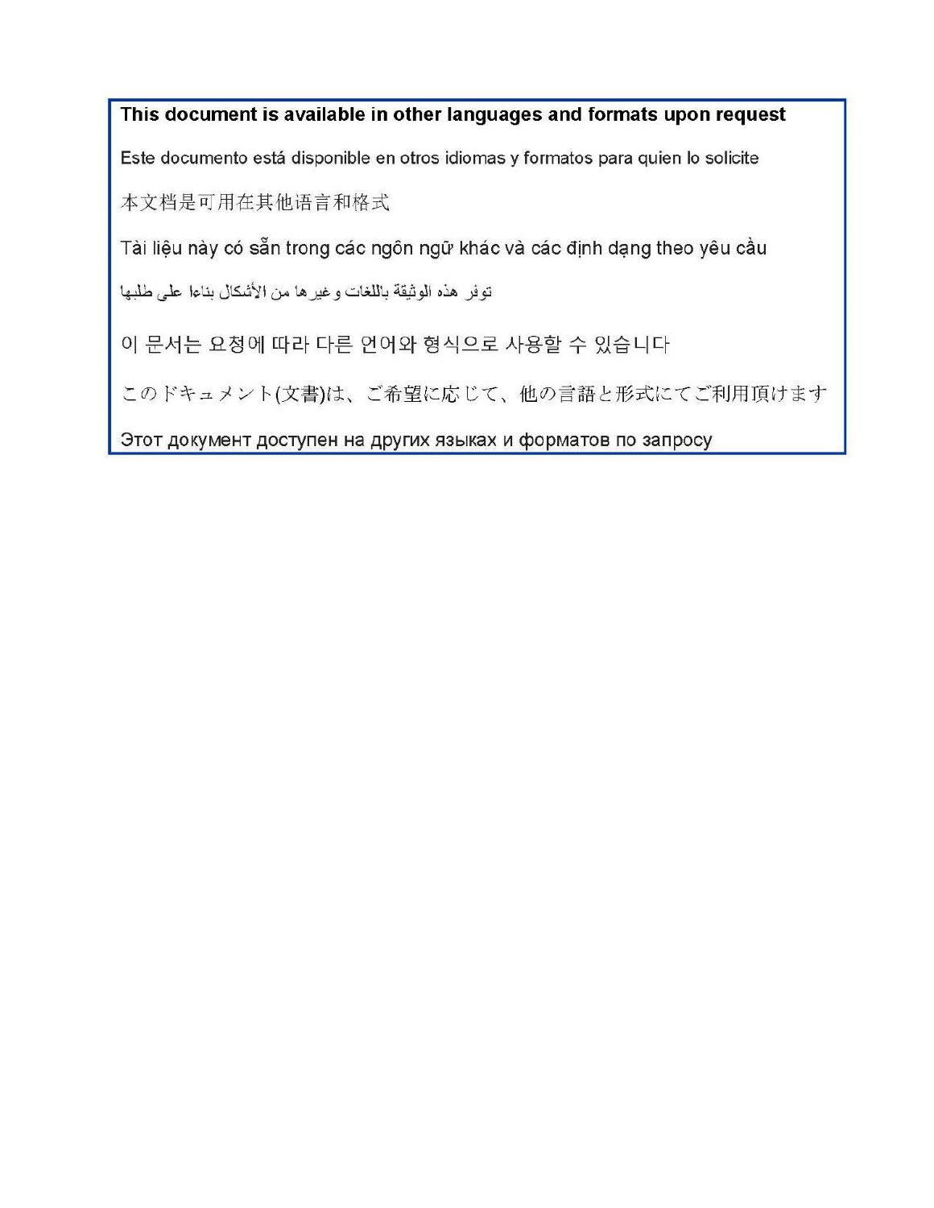**This document is available in other languages and formats upon request**

Este documento está disponible en otros idiomas y formatos para quien lo solicite

本文档是可用在其他语言和格式

Tài liệu này có sẵn trong các ngôn ngữ khác và các định dạng theo yêu cầu

توفر هذه الوثيقة باللغات وغيرها من الأشكال بناءا على طلبها

이 문서는 요청에 따라 다른 언어와 형식으로 사용할 수 있습니다

このドキュメント(文書)は、ご希望に応じて、他の言語と形式にてご利用頂けます

Этот документ доступен на других языках и форматов по запросу